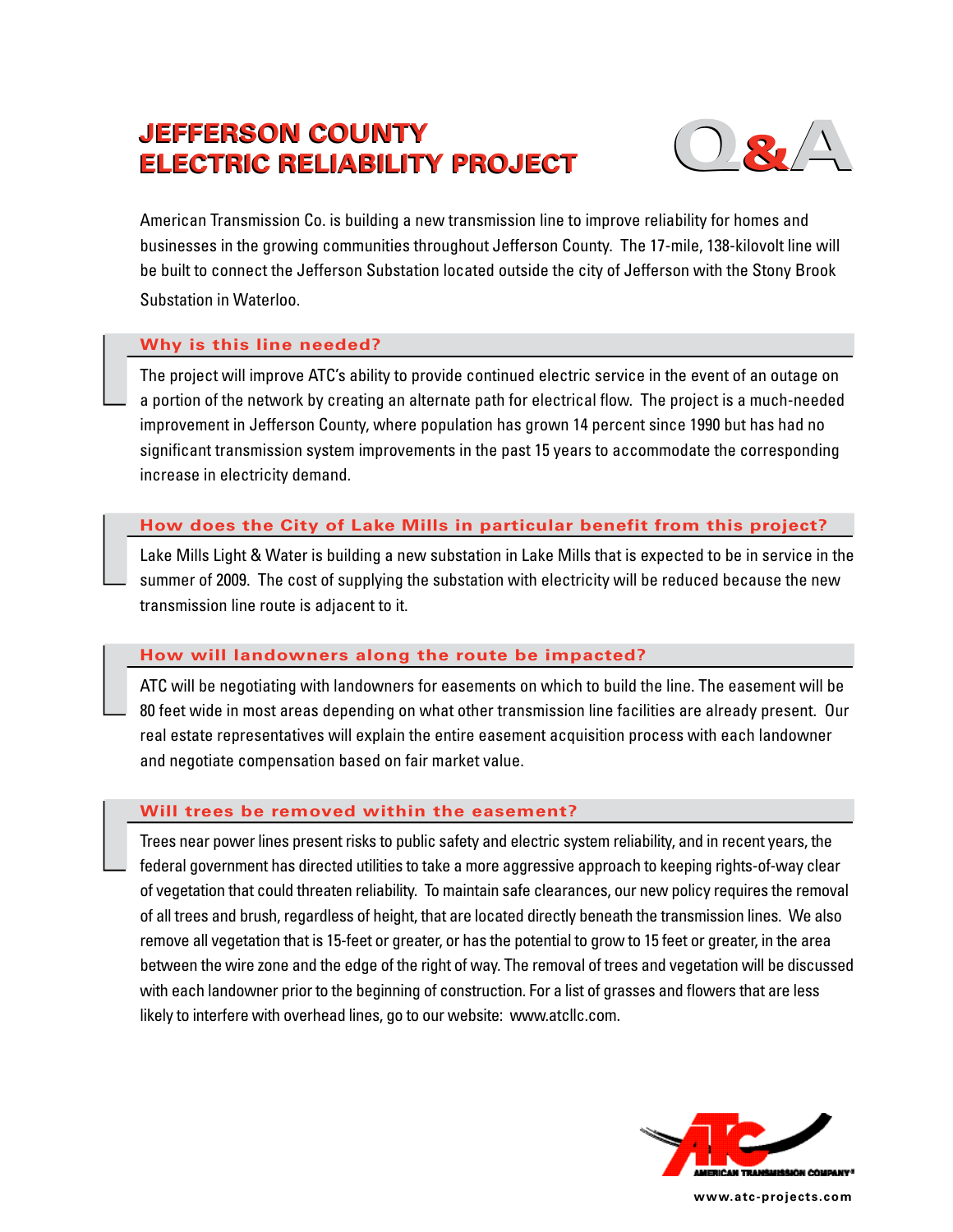# JEFFERSON COUNTY ELECTRIC RELIABILITY PROJECT

# Q&A

American Transmission Co. is building a new transmission line to improve reliability for homes and businesses in the growing communities throughout Jefferson County. The 17-mile, 138-kilovolt line will be built to connect the Jefferson Substation located outside the city of Jefferson with the Stony Brook Substation in Waterloo.

## Why is this line needed?

The project will improve ATC's ability to provide continued electric service in the event of an outage on a portion of the network by creating an alternate path for electrical flow. The project is a much-needed improvement in Jefferson County, where population has grown 14 percent since 1990 but has had no significant transmission system improvements in the past 15 years to accommodate the corresponding increase in electricity demand.

## How does the City of Lake Mills in particular benefit from this project?

Lake Mills Light & Water is building a new substation in Lake Mills that is expected to be in service in the summer of 2009. The cost of supplying the substation with electricity will be reduced because the new transmission line route is adjacent to it.

## How will landowners along the route be impacted?

ATC will be negotiating with landowners for easements on which to build the line. The easement will be 80 feet wide in most areas depending on what other transmission line facilities are already present. Our real estate representatives will explain the entire easement acquisition process with each landowner and negotiate compensation based on fair market value.

## Will trees be removed within the easement?

Trees near power lines present risks to public safety and electric system reliability, and in recent years, the federal government has directed utilities to take a more aggressive approach to keeping rights-of-way clear of vegetation that could threaten reliability. To maintain safe clearances, our new policy requires the removal of all trees and brush, regardless of height, that are located directly beneath the transmission lines. We also remove all vegetation that is 15-feet or greater, or has the potential to grow to 15 feet or greater, in the area between the wire zone and the edge of the right of way. The removal of trees and vegetation will be discussed with each landowner prior to the beginning of construction. For a list of grasses and flowers that are less likely to interfere with overhead lines, go to our website: www.atcllc.com.

AMERICAN TRANSMISSION COMPANY®

www.atc-projects.com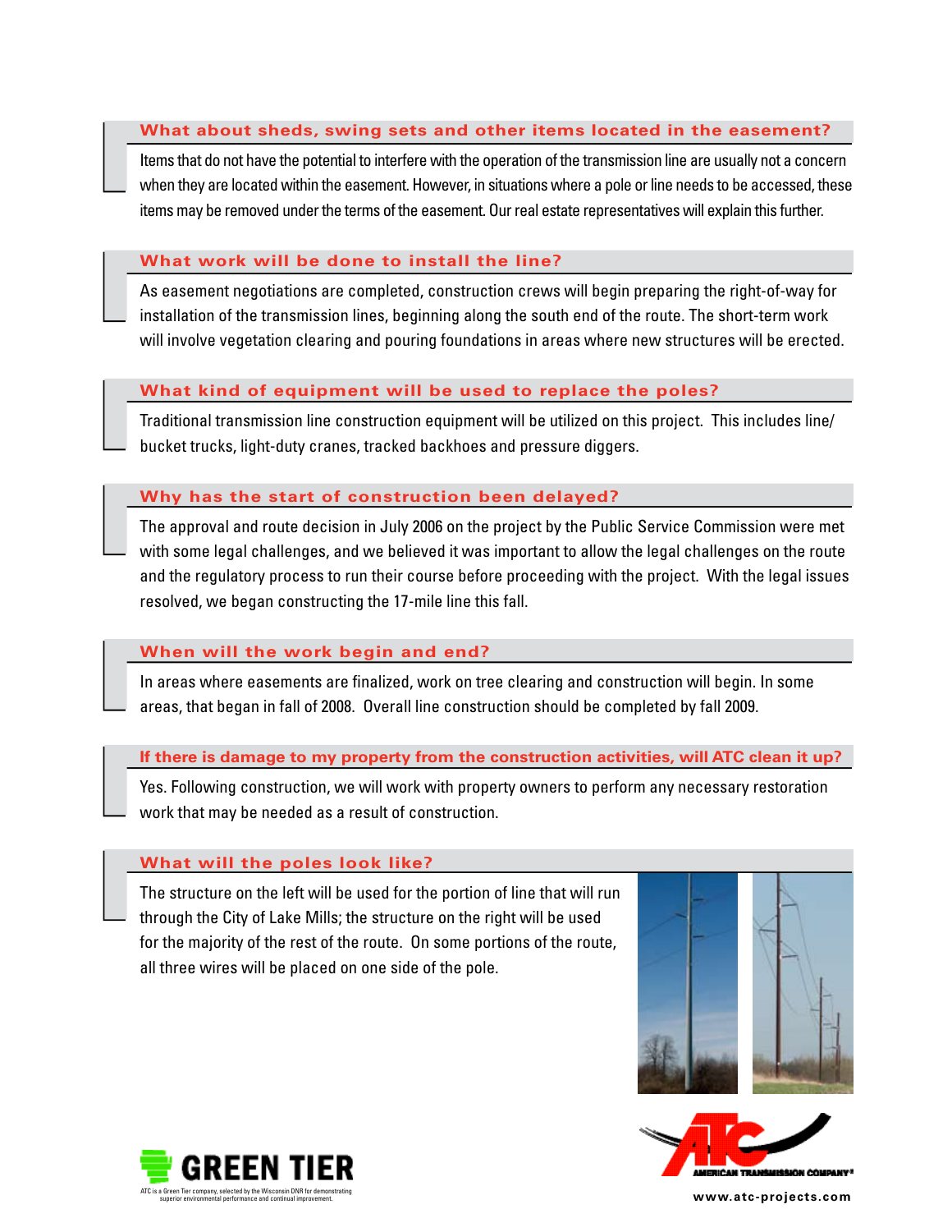## What about sheds, swing sets and other items located in the easement?

Items that do not have the potential to interfere with the operation of the transmission line are usually not a concern when they are located within the easement. However, in situations where a pole or line needs to be accessed, these items may be removed under the terms of the easement. Our real estate representatives will explain this further.

## What work will be done to install the line?

As easement negotiations are completed, construction crews will begin preparing the right-of-way for installation of the transmission lines, beginning along the south end of the route. The short-term work will involve vegetation clearing and pouring foundations in areas where new structures will be erected.

## What kind of equipment will be used to replace the poles?

Traditional transmission line construction equipment will be utilized on this project. This includes line/bucket trucks, light-duty cranes, tracked backhoes and pressure diggers.

## Why has the start of construction been delayed?

The approval and route decision in July 2006 on the project by the Public Service Commission were met with some legal challenges, and we believed it was important to allow the legal challenges on the route and the regulatory process to run their course before proceeding with the project. With the legal issues resolved, we began constructing the 17-mile line this fall.

## When will the work begin and end?

In areas where easements are finalized, work on tree clearing and construction will begin. In some areas, that began in fall of 2008. Overall line construction should be completed by fall 2009.

## If there is damage to my property from the construction activities, will ATC clean it up?

Yes. Following construction, we will work with property owners to perform any necessary restoration work that may be needed as a result of construction.

## What will the poles look like?

The structure on the left will be used for the portion of line that will run through the City of Lake Mills; the structure on the right will be used for the majority of the rest of the route. On some portions of the route, all three wires will be placed on one side of the pole.

GREEN TIER

ATC is a Green Tier company, selected by the Wisconsin DNR for demonstrating superior environmental performance and continual improvement.

ATC AMERICAN TRANSMISSION COMPANY®

www.atc-projects.com